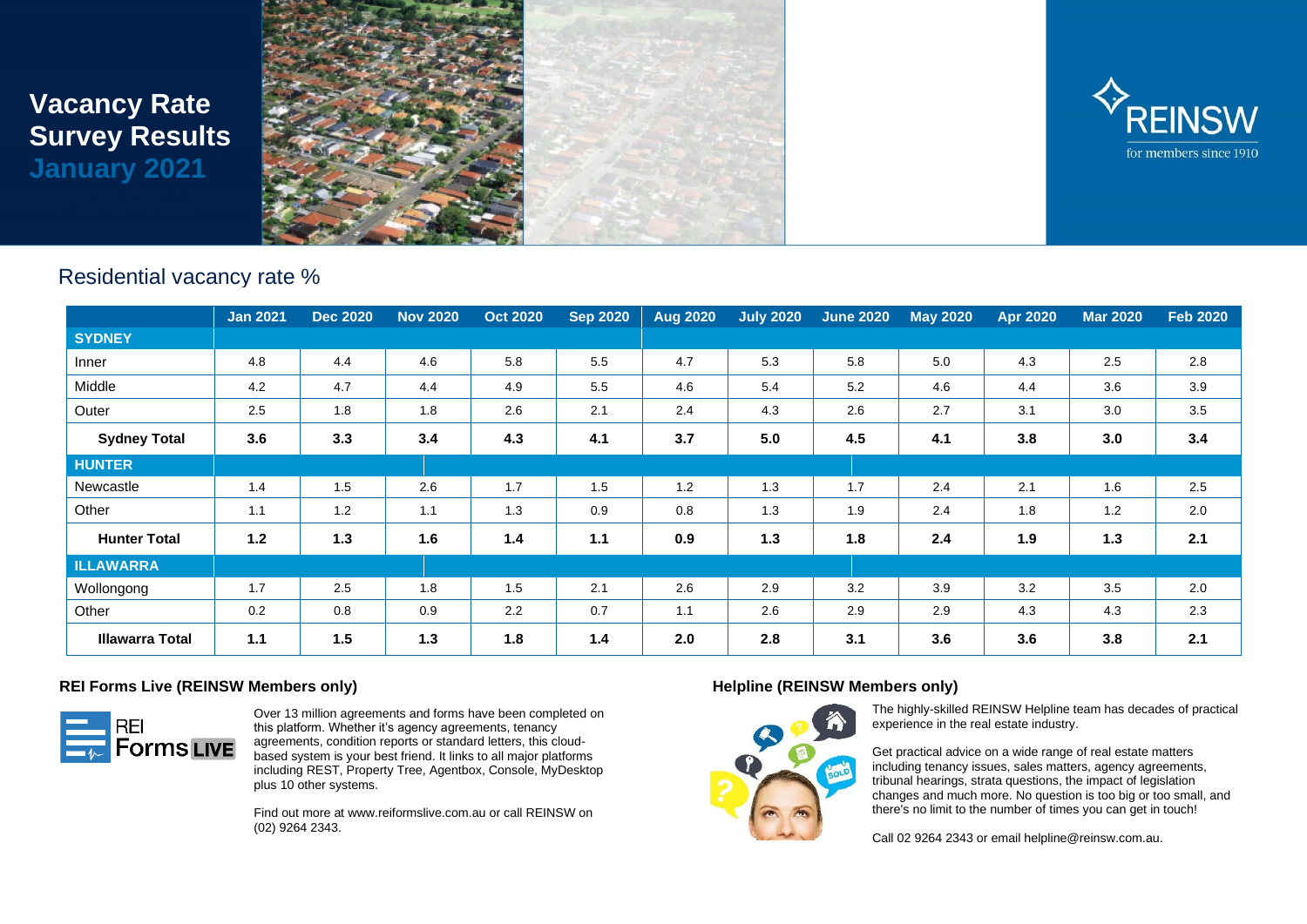# Vacancy Rate Survey Results

## January 2021

REINSW for members since 1910

## Residential vacancy rate %

| | Jan 2021 | Dec 2020 | Nov 2020 | Oct 2020 | Sep 2020 | Aug 2020 | July 2020 | June 2020 | May 2020 | Apr 2020 | Mar 2020 | Feb 2020 |
|---|---|---|---|---|---|---|---|---|---|---|---|---|
| **SYDNEY** | | | | | | | | | | | | |
| Inner | 4.8 | 4.4 | 4.6 | 5.8 | 5.5 | 4.7 | 5.3 | 5.8 | 5.0 | 4.3 | 2.5 | 2.8 |
| Middle | 4.2 | 4.7 | 4.4 | 4.9 | 5.5 | 4.6 | 5.4 | 5.2 | 4.6 | 4.4 | 3.6 | 3.9 |
| Outer | 2.5 | 1.8 | 1.8 | 2.6 | 2.1 | 2.4 | 4.3 | 2.6 | 2.7 | 3.1 | 3.0 | 3.5 |
| **Sydney Total** | **3.6** | **3.3** | **3.4** | **4.3** | **4.1** | **3.7** | **5.0** | **4.5** | **4.1** | **3.8** | **3.0** | **3.4** |
| **HUNTER** | | | | | | | | | | | | |
| Newcastle | 1.4 | 1.5 | 2.6 | 1.7 | 1.5 | 1.2 | 1.3 | 1.7 | 2.4 | 2.1 | 1.6 | 2.5 |
| Other | 1.1 | 1.2 | 1.1 | 1.3 | 0.9 | 0.8 | 1.3 | 1.9 | 2.4 | 1.8 | 1.2 | 2.0 |
| **Hunter Total** | **1.2** | **1.3** | **1.6** | **1.4** | **1.1** | **0.9** | **1.3** | **1.8** | **2.4** | **1.9** | **1.3** | **2.1** |
| **ILLAWARRA** | | | | | | | | | | | | |
| Wollongong | 1.7 | 2.5 | 1.8 | 1.5 | 2.1 | 2.6 | 2.9 | 3.2 | 3.9 | 3.2 | 3.5 | 2.0 |
| Other | 0.2 | 0.8 | 0.9 | 2.2 | 0.7 | 1.1 | 2.6 | 2.9 | 2.9 | 4.3 | 4.3 | 2.3 |
| **Illawarra Total** | **1.1** | **1.5** | **1.3** | **1.8** | **1.4** | **2.0** | **2.8** | **3.1** | **3.6** | **3.6** | **3.8** | **2.1** |

### REI Forms Live (REINSW Members only)

REI Forms LIVE

Over 13 million agreements and forms have been completed on this platform. Whether it's agency agreements, tenancy agreements, condition reports or standard letters, this cloud-based system is your best friend. It links to all major platforms including REST, Property Tree, Agentbox, Console, MyDesktop plus 10 other systems.

Find out more at www.reiformslive.com.au or call REINSW on (02) 9264 2343.

### Helpline (REINSW Members only)

The highly-skilled REINSW Helpline team has decades of practical experience in the real estate industry.

Get practical advice on a wide range of real estate matters including tenancy issues, sales matters, agency agreements, tribunal hearings, strata questions, the impact of legislation changes and much more. No question is too big or too small, and there's no limit to the number of times you can get in touch!

Call 02 9264 2343 or email helpline@reinsw.com.au.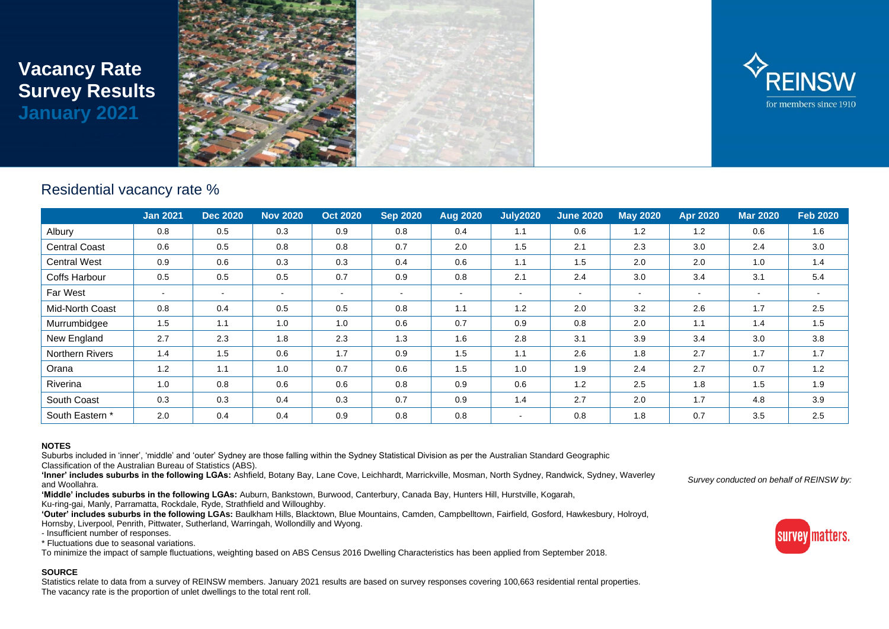# Vacancy Rate Survey Results
## January 2021

REINSW
for members since 1910

### Residential vacancy rate %

| | Jan 2021 | Dec 2020 | Nov 2020 | Oct 2020 | Sep 2020 | Aug 2020 | July2020 | June 2020 | May 2020 | Apr 2020 | Mar 2020 | Feb 2020 |
|---|---|---|---|---|---|---|---|---|---|---|---|---|
| Albury | 0.8 | 0.5 | 0.3 | 0.9 | 0.8 | 0.4 | 1.1 | 0.6 | 1.2 | 1.2 | 0.6 | 1.6 |
| Central Coast | 0.6 | 0.5 | 0.8 | 0.8 | 0.7 | 2.0 | 1.5 | 2.1 | 2.3 | 3.0 | 2.4 | 3.0 |
| Central West | 0.9 | 0.6 | 0.3 | 0.3 | 0.4 | 0.6 | 1.1 | 1.5 | 2.0 | 2.0 | 1.0 | 1.4 |
| Coffs Harbour | 0.5 | 0.5 | 0.5 | 0.7 | 0.9 | 0.8 | 2.1 | 2.4 | 3.0 | 3.4 | 3.1 | 5.4 |
| Far West | - | - | - | - | - | - | - | - | - | - | - | - |
| Mid-North Coast | 0.8 | 0.4 | 0.5 | 0.5 | 0.8 | 1.1 | 1.2 | 2.0 | 3.2 | 2.6 | 1.7 | 2.5 |
| Murrumbidgee | 1.5 | 1.1 | 1.0 | 1.0 | 0.6 | 0.7 | 0.9 | 0.8 | 2.0 | 1.1 | 1.4 | 1.5 |
| New England | 2.7 | 2.3 | 1.8 | 2.3 | 1.3 | 1.6 | 2.8 | 3.1 | 3.9 | 3.4 | 3.0 | 3.8 |
| Northern Rivers | 1.4 | 1.5 | 0.6 | 1.7 | 0.9 | 1.5 | 1.1 | 2.6 | 1.8 | 2.7 | 1.7 | 1.7 |
| Orana | 1.2 | 1.1 | 1.0 | 0.7 | 0.6 | 1.5 | 1.0 | 1.9 | 2.4 | 2.7 | 0.7 | 1.2 |
| Riverina | 1.0 | 0.8 | 0.6 | 0.6 | 0.8 | 0.9 | 0.6 | 1.2 | 2.5 | 1.8 | 1.5 | 1.9 |
| South Coast | 0.3 | 0.3 | 0.4 | 0.3 | 0.7 | 0.9 | 1.4 | 2.7 | 2.0 | 1.7 | 4.8 | 3.9 |
| South Eastern * | 2.0 | 0.4 | 0.4 | 0.9 | 0.8 | 0.8 | - | 0.8 | 1.8 | 0.7 | 3.5 | 2.5 |

**NOTES**

Suburbs included in 'inner', 'middle' and 'outer' Sydney are those falling within the Sydney Statistical Division as per the Australian Standard Geographic Classification of the Australian Bureau of Statistics (ABS).

**'Inner' includes suburbs in the following LGAs:** Ashfield, Botany Bay, Lane Cove, Leichhardt, Marrickville, Mosman, North Sydney, Randwick, Sydney, Waverley and Woollahra.

**'Middle' includes suburbs in the following LGAs:** Auburn, Bankstown, Burwood, Canterbury, Canada Bay, Hunters Hill, Hurstville, Kogarah, Ku-ring-gai, Manly, Parramatta, Rockdale, Ryde, Strathfield and Willoughby.

**'Outer' includes suburbs in the following LGAs:** Baulkham Hills, Blacktown, Blue Mountains, Camden, Campbelltown, Fairfield, Gosford, Hawkesbury, Holroyd, Hornsby, Liverpool, Penrith, Pittwater, Sutherland, Warringah, Wollondilly and Wyong.

- Insufficient number of responses.

* Fluctuations due to seasonal variations.

To minimize the impact of sample fluctuations, weighting based on ABS Census 2016 Dwelling Characteristics has been applied from September 2018.

**SOURCE**

Statistics relate to data from a survey of REINSW members. January 2021 results are based on survey responses covering 100,663 residential rental properties.
The vacancy rate is the proportion of unlet dwellings to the total rent roll.

*Survey conducted on behalf of REINSW by:*

survey matters.